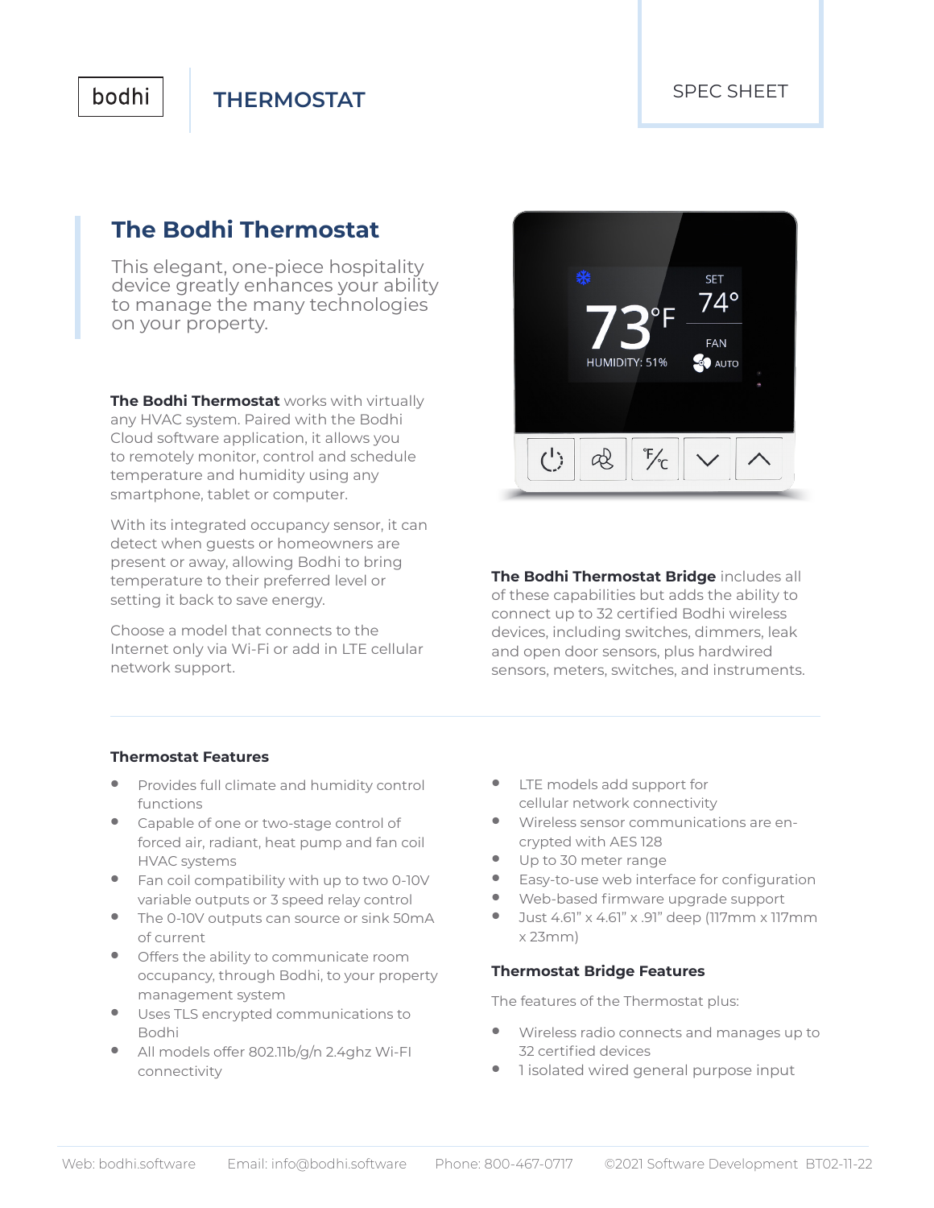bodhi

# THERMOSTAT

SPEC SHEET

## The Bodhi Thermostat

This elegant, one-piece hospitality device greatly enhances your ability to manage the many technologies on your property.

**The Bodhi Thermostat** works with virtually any HVAC system. Paired with the Bodhi Cloud software application, it allows you to remotely monitor, control and schedule temperature and humidity using any smartphone, tablet or computer.

With its integrated occupancy sensor, it can detect when guests or homeowners are present or away, allowing Bodhi to bring temperature to their preferred level or setting it back to save energy.

Choose a model that connects to the Internet only via Wi-Fi or add in LTE cellular network support.

**The Bodhi Thermostat Bridge** includes all of these capabilities but adds the ability to connect up to 32 certified Bodhi wireless devices, including switches, dimmers, leak and open door sensors, plus hardwired sensors, meters, switches, and instruments.

### Thermostat Features

- Provides full climate and humidity control functions
- Capable of one or two-stage control of forced air, radiant, heat pump and fan coil HVAC systems
- Fan coil compatibility with up to two 0-10V variable outputs or 3 speed relay control
- The 0-10V outputs can source or sink 50mA of current
- Offers the ability to communicate room occupancy, through Bodhi, to your property management system
- Uses TLS encrypted communications to Bodhi
- All models offer 802.11b/g/n 2.4ghz Wi-FI connectivity
- LTE models add support for cellular network connectivity
- Wireless sensor communications are encrypted with AES 128
- Up to 30 meter range
- Easy-to-use web interface for configuration
- Web-based firmware upgrade support
- Just 4.61" x 4.61" x .91" deep (117mm x 117mm x 23mm)

### Thermostat Bridge Features

The features of the Thermostat plus:

- Wireless radio connects and manages up to 32 certified devices
- 1 isolated wired general purpose input

Web: bodhi.software Email: info@bodhi.software Phone: 800-467-0717 ©2021 Software Development BT02-11-22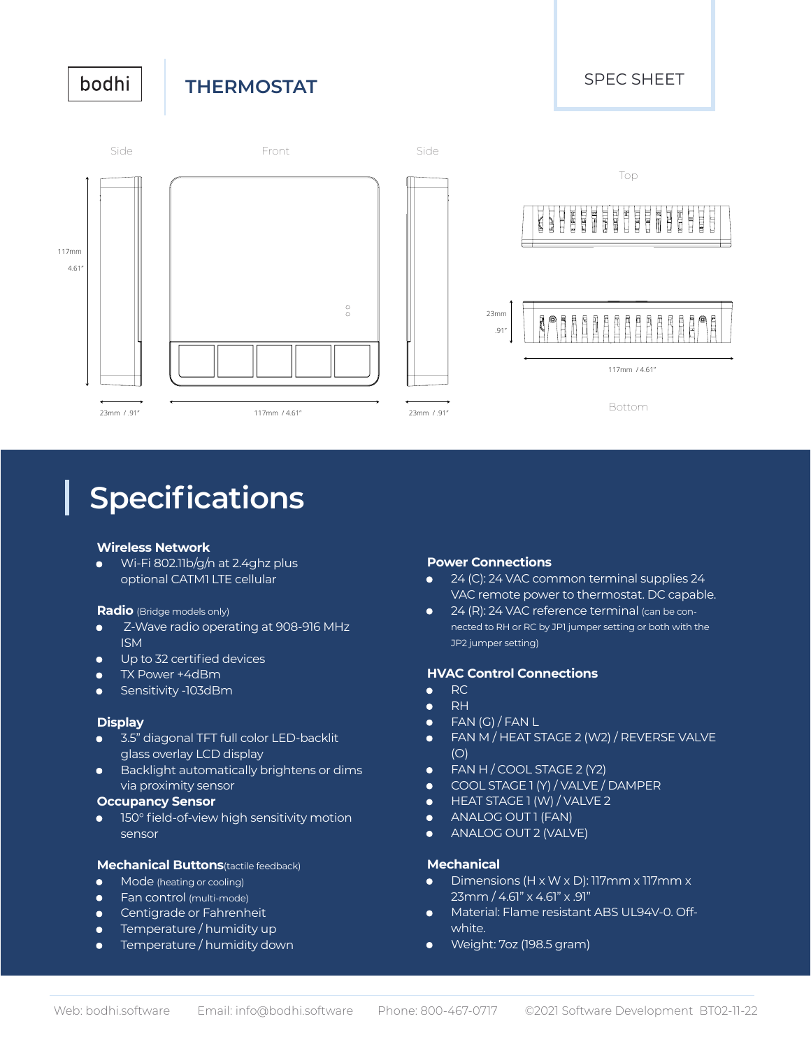bodhi

# THERMOSTAT

SPEC SHEET

Side

Front

Side

Top

117mm
4.61"

23mm
.91"

117mm / 4.61"

23mm / .91"

117mm / 4.61"

23mm / .91"

Bottom

## Specifications

**Wireless Network**

- Wi-Fi 802.11b/g/n at 2.4ghz plus optional CATM1 LTE cellular

**Radio** (Bridge models only)

- Z-Wave radio operating at 908-916 MHz ISM
- Up to 32 certified devices
- TX Power +4dBm
- Sensitivity -103dBm

**Display**

- 3.5" diagonal TFT full color LED-backlit glass overlay LCD display
- Backlight automatically brightens or dims via proximity sensor

**Occupancy Sensor**

- 150° field-of-view high sensitivity motion sensor

**Mechanical Buttons**(tactile feedback)

- Mode (heating or cooling)
- Fan control (multi-mode)
- Centigrade or Fahrenheit
- Temperature / humidity up
- Temperature / humidity down

**Power Connections**

- 24 (C): 24 VAC common terminal supplies 24 VAC remote power to thermostat. DC capable.
- 24 (R): 24 VAC reference terminal (can be connected to RH or RC by JP1 jumper setting or both with the JP2 jumper setting)

**HVAC Control Connections**

- RC
- RH
- FAN (G) / FAN L
- FAN M / HEAT STAGE 2 (W2) / REVERSE VALVE (O)
- FAN H / COOL STAGE 2 (Y2)
- COOL STAGE 1 (Y) / VALVE / DAMPER
- HEAT STAGE 1 (W) / VALVE 2
- ANALOG OUT 1 (FAN)
- ANALOG OUT 2 (VALVE)

**Mechanical**

- Dimensions (H x W x D): 117mm x 117mm x 23mm / 4.61" x 4.61" x .91"
- Material: Flame resistant ABS UL94V-0. Off-white.
- Weight: 7oz (198.5 gram)

Web: bodhi.software Email: info@bodhi.software Phone: 800-467-0717 ©2021 Software Development BT02-11-22